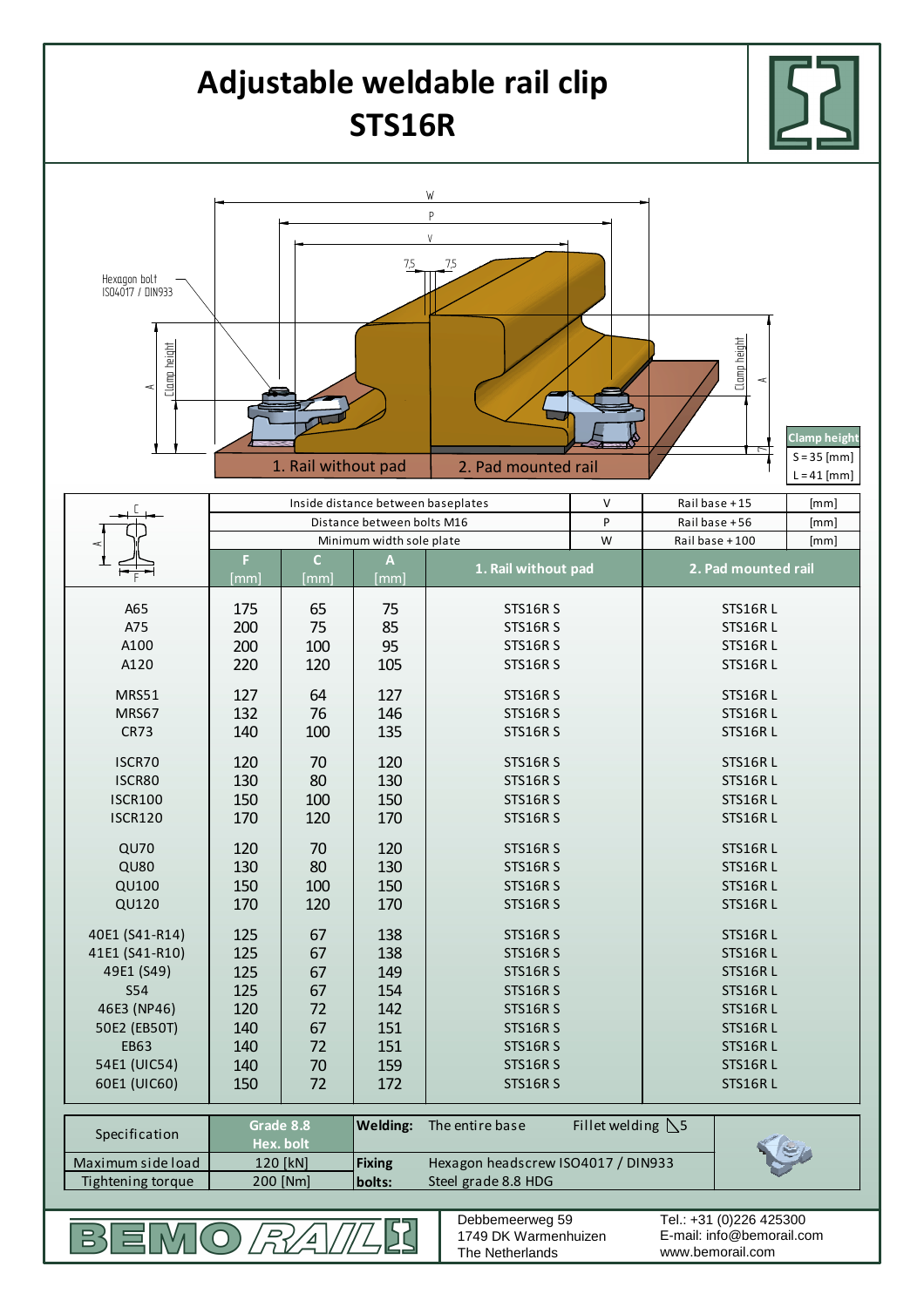# Adjustable weldable rail clip STS16R

Hexagon bolt ISO4017 / DIN933

W

P

V

7,5 7,5

Clamp height A

1. Rail without pad

2. Pad mounted rail

| Clamp height |
|---|
| S = 35 [mm] |
| L = 41 [mm] |

| | Inside distance between baseplates | | | V | Rail base + 15 | [mm] |
|---|---|---|---|---|---|---|
| | Distance between bolts M16 | | | P | Rail base + 56 | [mm] |
| | Minimum width sole plate | | | W | Rail base + 100 | [mm] |
| | F [mm] | C [mm] | A [mm] | 1. Rail without pad | 2. Pad mounted rail | |
| A65 | 175 | 65 | 75 | STS16R S | STS16R L | |
| A75 | 200 | 75 | 85 | STS16R S | STS16R L | |
| A100 | 200 | 100 | 95 | STS16R S | STS16R L | |
| A120 | 220 | 120 | 105 | STS16R S | STS16R L | |
| MRS51 | 127 | 64 | 127 | STS16R S | STS16R L | |
| MRS67 | 132 | 76 | 146 | STS16R S | STS16R L | |
| CR73 | 140 | 100 | 135 | STS16R S | STS16R L | |
| ISCR70 | 120 | 70 | 120 | STS16R S | STS16R L | |
| ISCR80 | 130 | 80 | 130 | STS16R S | STS16R L | |
| ISCR100 | 150 | 100 | 150 | STS16R S | STS16R L | |
| ISCR120 | 170 | 120 | 170 | STS16R S | STS16R L | |
| QU70 | 120 | 70 | 120 | STS16R S | STS16R L | |
| QU80 | 130 | 80 | 130 | STS16R S | STS16R L | |
| QU100 | 150 | 100 | 150 | STS16R S | STS16R L | |
| QU120 | 170 | 120 | 170 | STS16R S | STS16R L | |
| 40E1 (S41-R14) | 125 | 67 | 138 | STS16R S | STS16R L | |
| 41E1 (S41-R10) | 125 | 67 | 138 | STS16R S | STS16R L | |
| 49E1 (S49) | 125 | 67 | 149 | STS16R S | STS16R L | |
| S54 | 125 | 67 | 154 | STS16R S | STS16R L | |
| 46E3 (NP46) | 120 | 72 | 142 | STS16R S | STS16R L | |
| 50E2 (EB50T) | 140 | 67 | 151 | STS16R S | STS16R L | |
| EB63 | 140 | 72 | 151 | STS16R S | STS16R L | |
| 54E1 (UIC54) | 140 | 70 | 159 | STS16R S | STS16R L | |
| 60E1 (UIC60) | 150 | 72 | 172 | STS16R S | STS16R L | |

| Specification | Grade 8.8 Hex. bolt | Welding: | The entire base | Fillet welding ◺5 |
|---|---|---|---|---|
| Maximum side load | 120 [kN] | Fixing bolts: | Hexagon headscrew ISO4017 / DIN933 | |
| Tightening torque | 200 [Nm] | | Steel grade 8.8 HDG | |

BEMO RAIL

Debbemeerweg 59
1749 DK Warmenhuizen
The Netherlands

Tel.: +31 (0)226 425300
E-mail: info@bemorail.com
www.bemorail.com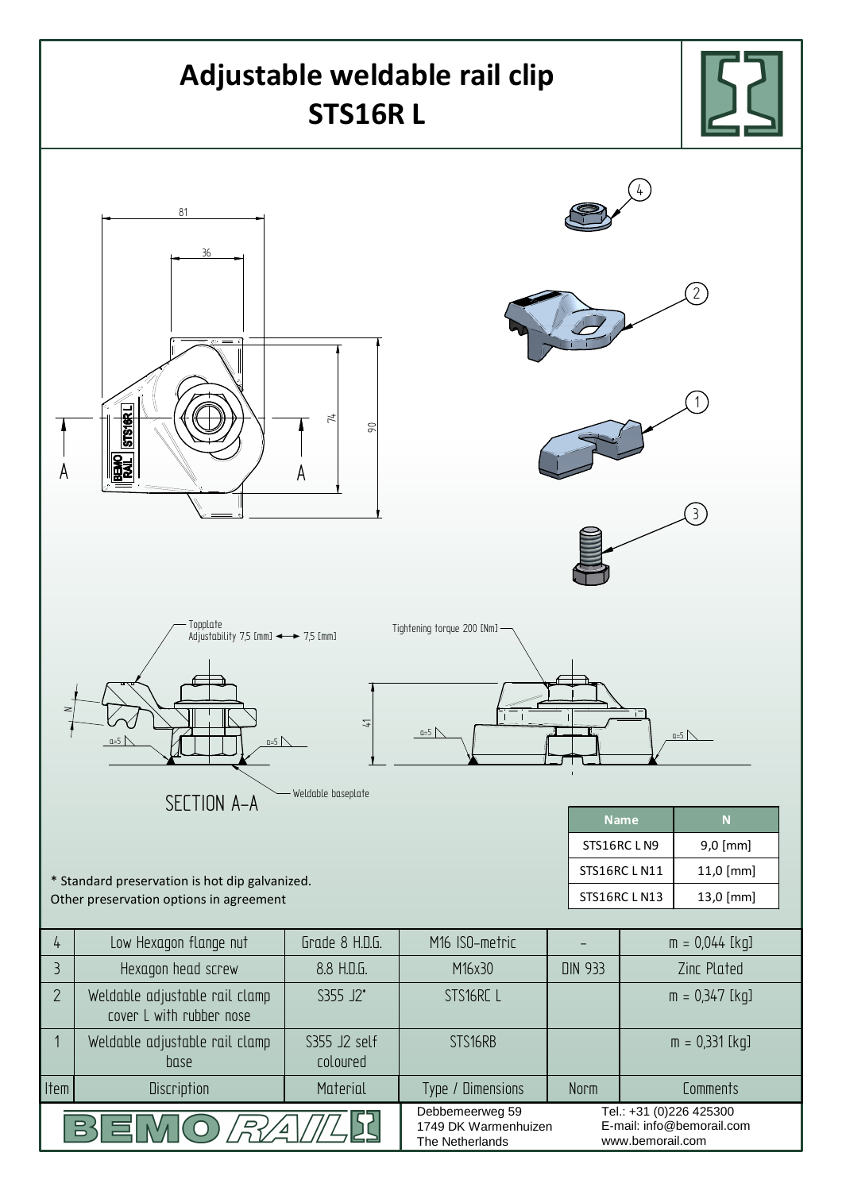# Adjustable weldable rail clip
## STS16R L

81

36

74

90

A

A

Topplate
Adjustability 7,5 [mm] ◄─► 7,5 [mm]

Tightening torque 200 [Nm]

N

41

a=5

Weldable baseplate

SECTION A-A

| Name | N |
|---|---|
| STS16RC L N9 | 9,0 [mm] |
| STS16RC L N11 | 11,0 [mm] |
| STS16RC L N13 | 13,0 [mm] |

* Standard preservation is hot dip galvanized.
Other preservation options in agreement

| Item | Discription | Material | Type / Dimensions | Norm | Comments |
|---|---|---|---|---|---|
| 4 | Low Hexagon flange nut | Grade 8 H.D.G. | M16 ISO-metric | - | m = 0,044 [kg] |
| 3 | Hexagon head screw | 8.8 H.D.G. | M16x30 | DIN 933 | Zinc Plated |
| 2 | Weldable adjustable rail clamp cover L with rubber nose | S355 J2* | STS16RC L | | m = 0,347 [kg] |
| 1 | Weldable adjustable rail clamp base | S355 J2 self coloured | STS16RB | | m = 0,331 [kg] |

BEMO RAIL

Debbemeerweg 59
1749 DK Warmenhuizen
The Netherlands

Tel.: +31 (0)226 425300
E-mail: info@bemorail.com
www.bemorail.com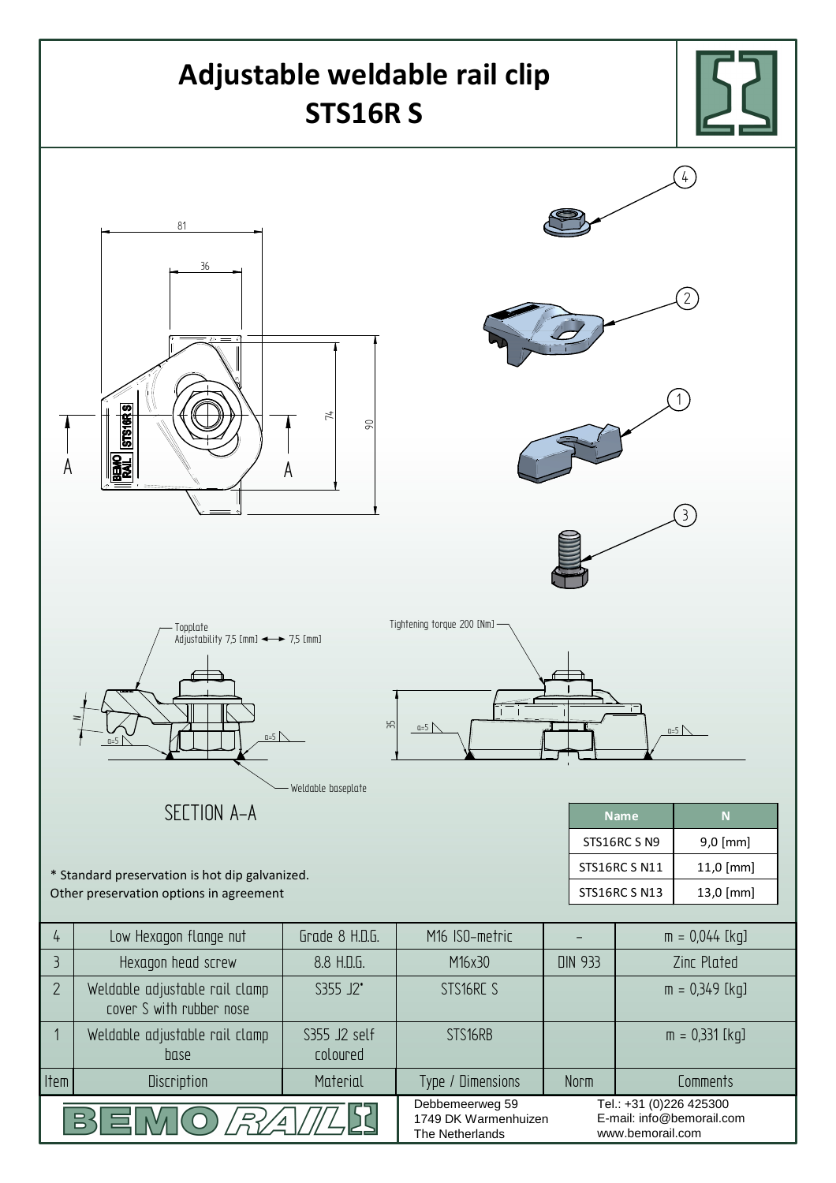# Adjustable weldable rail clip
# STS16R S

81

36

74

90

A

A

Topplate
Adjustability 7,5 [mm] ◄—► 7,5 [mm]

Tightening torque 200 [Nm]

N

a=5

a=5

35

a=5

a=5

Weldable baseplate

SECTION A-A

| Name | N |
|---|---|
| STS16RC S N9 | 9,0 [mm] |
| STS16RC S N11 | 11,0 [mm] |
| STS16RC S N13 | 13,0 [mm] |

\* Standard preservation is hot dip galvanized.
Other preservation options in agreement

| Item | Discription | Material | Type / Dimensions | Norm | Comments |
|---|---|---|---|---|---|
| 4 | Low Hexagon flange nut | Grade 8 H.D.G. | M16 ISO-metric | - | m = 0,044 [kg] |
| 3 | Hexagon head screw | 8.8 H.D.G. | M16x30 | DIN 933 | Zinc Plated |
| 2 | Weldable adjustable rail clamp cover S with rubber nose | S355 J2* | STS16RC S | | m = 0,349 [kg] |
| 1 | Weldable adjustable rail clamp base | S355 J2 self coloured | STS16RB | | m = 0,331 [kg] |

BEMO RAIL

Debbemeerweg 59
1749 DK Warmenhuizen
The Netherlands

Tel.: +31 (0)226 425300
E-mail: info@bemorail.com
www.bemorail.com